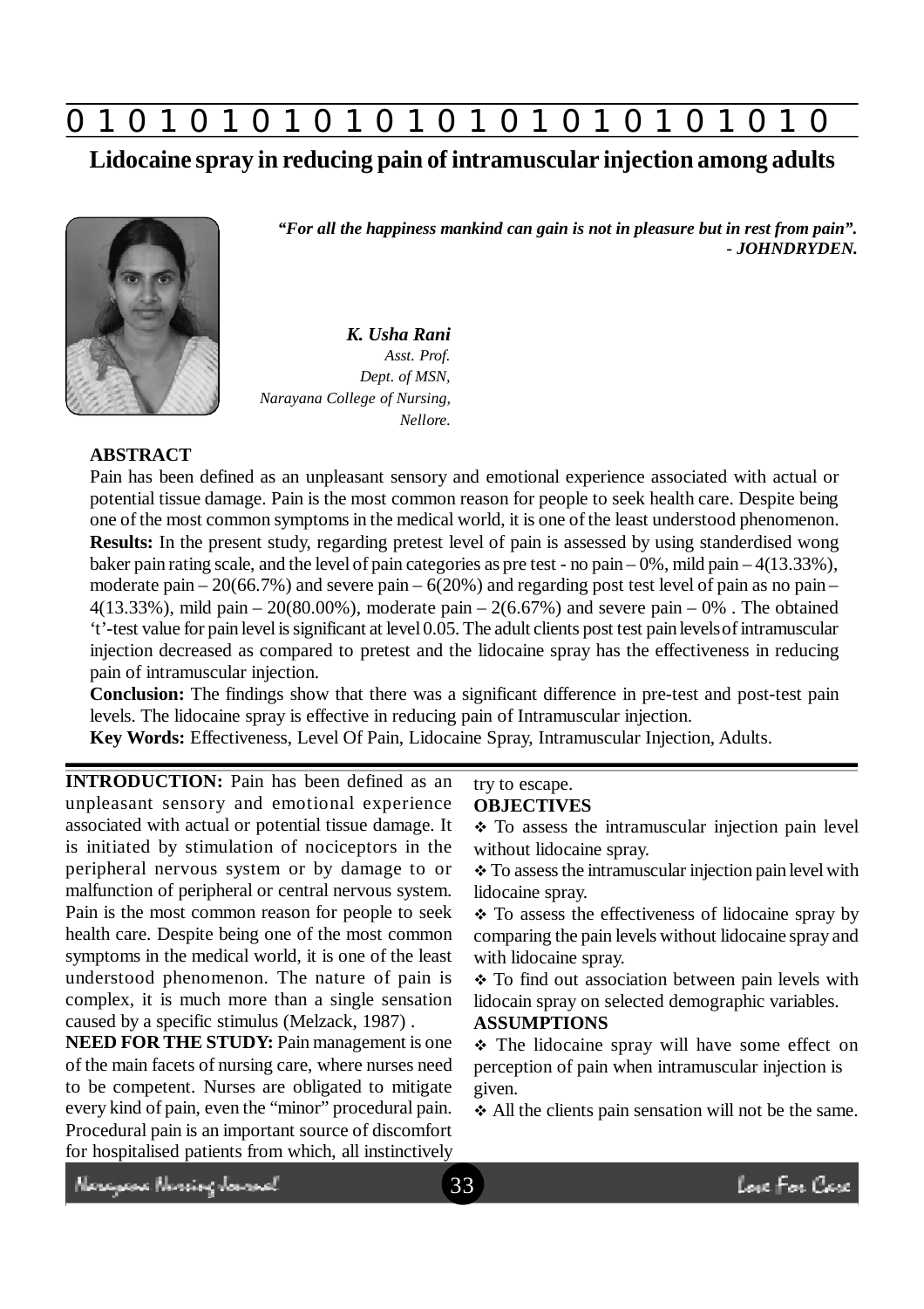# Lidocaine spray in reducing pain of intramuscular injection among adults

***"For all the happiness mankind can gain is not in pleasure but in rest from pain". - JOHNDRYDEN.***

***K. Usha Rani***
*Asst. Prof.*
*Dept. of MSN,*
*Narayana College of Nursing,*
*Nellore.*

**ABSTRACT**

Pain has been defined as an unpleasant sensory and emotional experience associated with actual or potential tissue damage. Pain is the most common reason for people to seek health care. Despite being one of the most common symptoms in the medical world, it is one of the least understood phenomenon.

**Results:** In the present study, regarding pretest level of pain is assessed by using standerdised wong baker pain rating scale, and the level of pain categories as pre test - no pain – 0%, mild pain – 4(13.33%), moderate pain – 20(66.7%) and severe pain – 6(20%) and regarding post test level of pain as no pain – 4(13.33%), mild pain – 20(80.00%), moderate pain – 2(6.67%) and severe pain – 0% . The obtained 't'-test value for pain level is significant at level 0.05. The adult clients post test pain levels of intramuscular injection decreased as compared to pretest and the lidocaine spray has the effectiveness in reducing pain of intramuscular injection.

**Conclusion:** The findings show that there was a significant difference in pre-test and post-test pain levels. The lidocaine spray is effective in reducing pain of Intramuscular injection.

**Key Words:** Effectiveness, Level Of Pain, Lidocaine Spray, Intramuscular Injection, Adults.

**INTRODUCTION:** Pain has been defined as an unpleasant sensory and emotional experience associated with actual or potential tissue damage. It is initiated by stimulation of nociceptors in the peripheral nervous system or by damage to or malfunction of peripheral or central nervous system. Pain is the most common reason for people to seek health care. Despite being one of the most common symptoms in the medical world, it is one of the least understood phenomenon. The nature of pain is complex, it is much more than a single sensation caused by a specific stimulus (Melzack, 1987) .

**NEED FOR THE STUDY:** Pain management is one of the main facets of nursing care, where nurses need to be competent. Nurses are obligated to mitigate every kind of pain, even the "minor" procedural pain. Procedural pain is an important source of discomfort for hospitalised patients from which, all instinctively try to escape.

**OBJECTIVES**

- To assess the intramuscular injection pain level without lidocaine spray.
- To assess the intramuscular injection pain level with lidocaine spray.
- To assess the effectiveness of lidocaine spray by comparing the pain levels without lidocaine spray and with lidocaine spray.
- To find out association between pain levels with lidocain spray on selected demographic variables.

**ASSUMPTIONS**

- The lidocaine spray will have some effect on perception of pain when intramuscular injection is given.
- All the clients pain sensation will not be the same.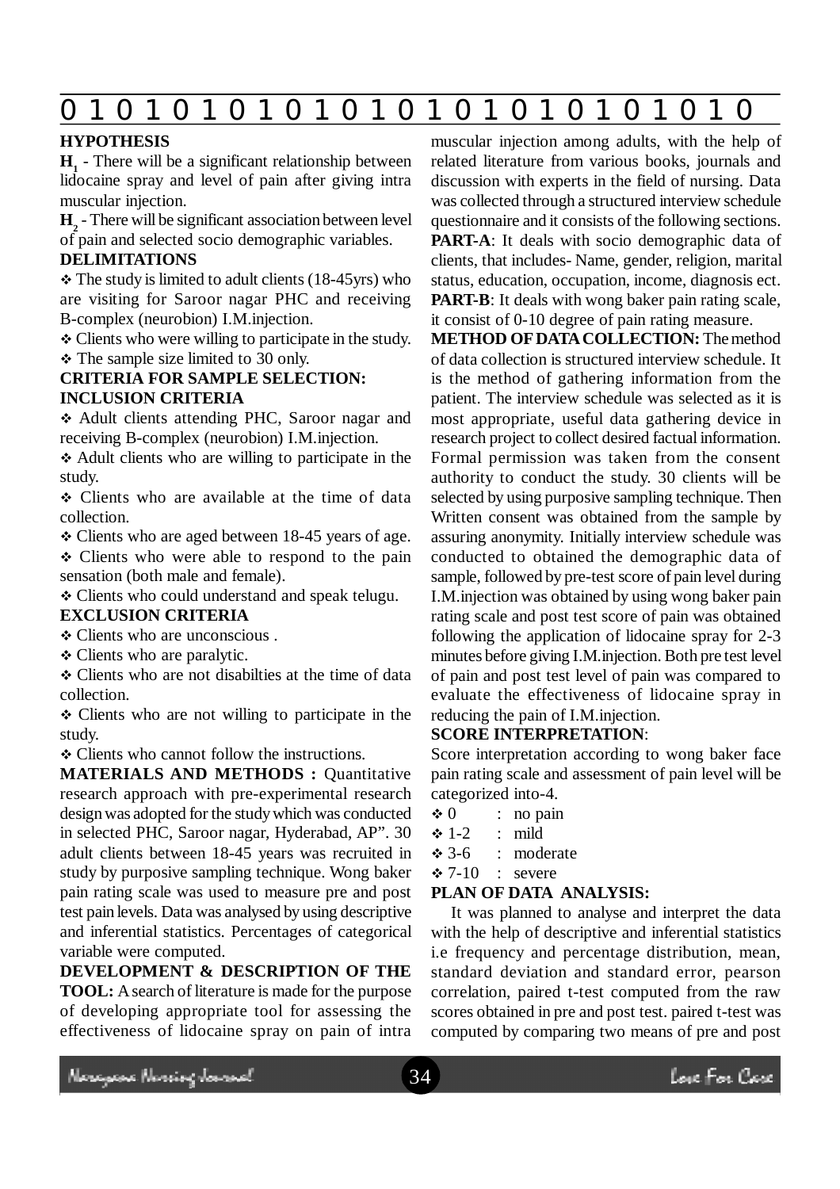## HYPOTHESIS

**$H_1$** - There will be a significant relationship between lidocaine spray and level of pain after giving intra muscular injection.

**$H_2$** - There will be significant association between level of pain and selected socio demographic variables.

## DELIMITATIONS

- ❖ The study is limited to adult clients (18-45yrs) who are visiting for Saroor nagar PHC and receiving B-complex (neurobion) I.M.injection.
- ❖ Clients who were willing to participate in the study.
- ❖ The sample size limited to 30 only.

## CRITERIA FOR SAMPLE SELECTION:

## INCLUSION CRITERIA

- ❖ Adult clients attending PHC, Saroor nagar and receiving B-complex (neurobion) I.M.injection.
- ❖ Adult clients who are willing to participate in the study.
- ❖ Clients who are available at the time of data collection.
- ❖ Clients who are aged between 18-45 years of age.
- ❖ Clients who were able to respond to the pain sensation (both male and female).
- ❖ Clients who could understand and speak telugu.

## EXCLUSION CRITERIA

- ❖ Clients who are unconscious .
- ❖ Clients who are paralytic.
- ❖ Clients who are not disabilties at the time of data collection.
- ❖ Clients who are not willing to participate in the study.
- ❖ Clients who cannot follow the instructions.

**MATERIALS AND METHODS :** Quantitative research approach with pre-experimental research design was adopted for the study which was conducted in selected PHC, Saroor nagar, Hyderabad, AP". 30 adult clients between 18-45 years was recruited in study by purposive sampling technique. Wong baker pain rating scale was used to measure pre and post test pain levels. Data was analysed by using descriptive and inferential statistics. Percentages of categorical variable were computed.

**DEVELOPMENT & DESCRIPTION OF THE TOOL:** A search of literature is made for the purpose of developing appropriate tool for assessing the effectiveness of lidocaine spray on pain of intra muscular injection among adults, with the help of related literature from various books, journals and discussion with experts in the field of nursing. Data was collected through a structured interview schedule questionnaire and it consists of the following sections.

**PART-A**: It deals with socio demographic data of clients, that includes- Name, gender, religion, marital status, education, occupation, income, diagnosis ect.

**PART-B**: It deals with wong baker pain rating scale, it consist of 0-10 degree of pain rating measure.

**METHOD OF DATA COLLECTION:** The method of data collection is structured interview schedule. It is the method of gathering information from the patient. The interview schedule was selected as it is most appropriate, useful data gathering device in research project to collect desired factual information. Formal permission was taken from the consent authority to conduct the study. 30 clients will be selected by using purposive sampling technique. Then Written consent was obtained from the sample by assuring anonymity. Initially interview schedule was conducted to obtained the demographic data of sample, followed by pre-test score of pain level during I.M.injection was obtained by using wong baker pain rating scale and post test score of pain was obtained following the application of lidocaine spray for 2-3 minutes before giving I.M.injection. Both pre test level of pain and post test level of pain was compared to evaluate the effectiveness of lidocaine spray in reducing the pain of I.M.injection.

**SCORE INTERPRETATION**:

Score interpretation according to wong baker face pain rating scale and assessment of pain level will be categorized into-4.

- ❖ 0 : no pain
- ❖ 1-2 : mild
- ❖ 3-6 : moderate
- ❖ 7-10 : severe

## PLAN OF DATA ANALYSIS:

It was planned to analyse and interpret the data with the help of descriptive and inferential statistics i.e frequency and percentage distribution, mean, standard deviation and standard error, pearson correlation, paired t-test computed from the raw scores obtained in pre and post test. paired t-test was computed by comparing two means of pre and post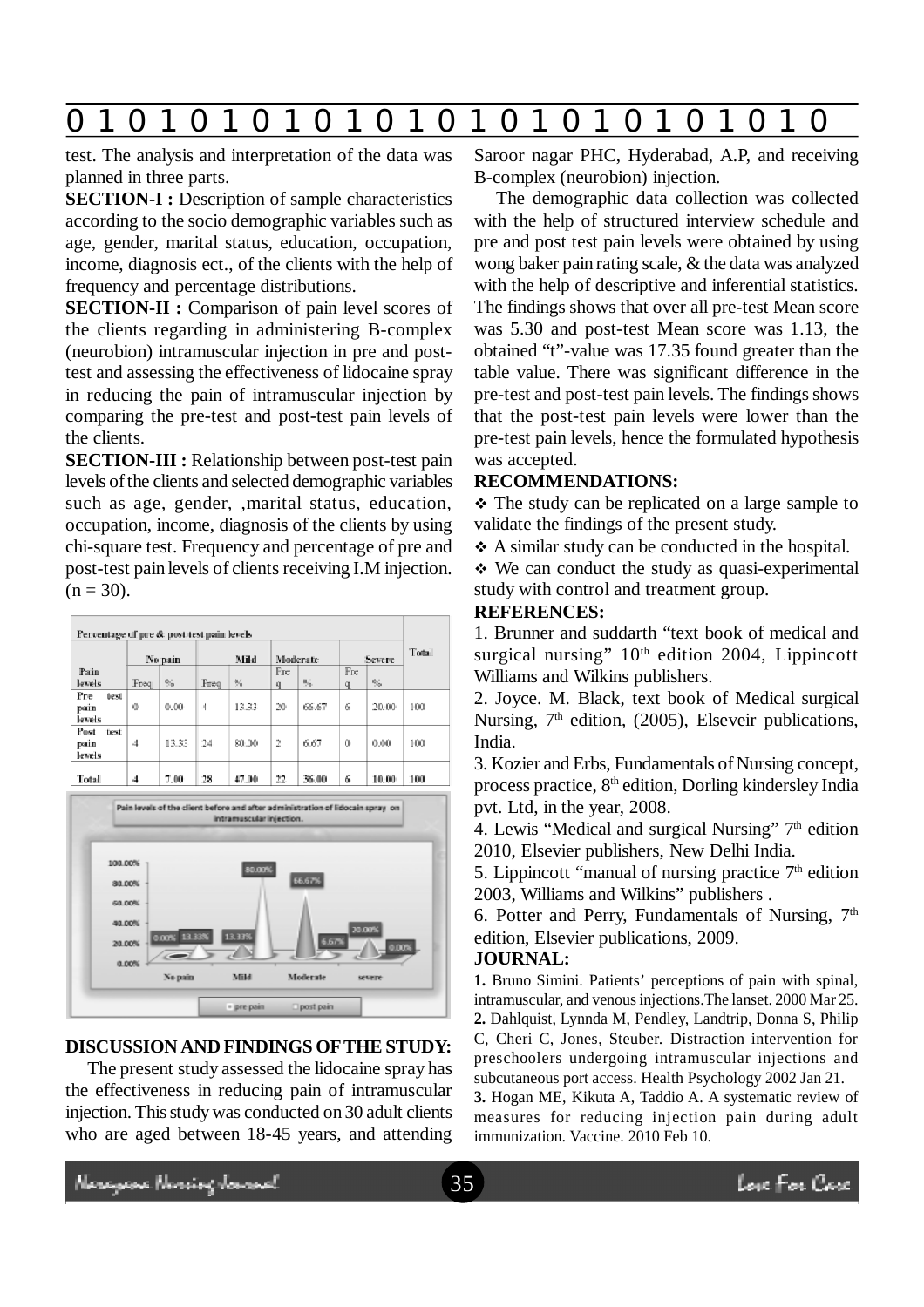test. The analysis and interpretation of the data was planned in three parts.

**SECTION-I :** Description of sample characteristics according to the socio demographic variables such as age, gender, marital status, education, occupation, income, diagnosis ect., of the clients with the help of frequency and percentage distributions.

**SECTION-II :** Comparison of pain level scores of the clients regarding in administering B-complex (neurobion) intramuscular injection in pre and post-test and assessing the effectiveness of lidocaine spray in reducing the pain of intramuscular injection by comparing the pre-test and post-test pain levels of the clients.

**SECTION-III :** Relationship between post-test pain levels of the clients and selected demographic variables such as age, gender, ,marital status, education, occupation, income, diagnosis of the clients by using chi-square test. Frequency and percentage of pre and post-test pain levels of clients receiving I.M injection. (n = 30).

| Percentage of pre & post test pain levels | | | | | | | | | Total |
|---|---|---|---|---|---|---|---|---|---|
| | No pain | | Mild | | Moderate | | Severe | | |
| Pain levels | Freq | % | Freq | % | Freq | % | Freq | % | |
| Pre test pain levels | 0 | 0.00 | 4 | 13.33 | 20 | 66.67 | 6 | 20.00 | 100 |
| Post test pain levels | 4 | 13.33 | 24 | 80.00 | 2 | 6.67 | 0 | 0.00 | 100 |
| Total | 4 | 7.00 | 28 | 47.00 | 22 | 36.00 | 6 | 10.00 | 100 |

Pain levels of the client before and after administration of lidocain spray on intramuscular injection.

100.00%
80.00%
60.00%
40.00%
20.00%
0.00%

0.00% 13.33% 13.33% 80.00% 66.67% 6.67% 20.00% 0.00%

No pain Mild Moderate severe

pre pain post pain

## DISCUSSION AND FINDINGS OF THE STUDY:

The present study assessed the lidocaine spray has the effectiveness in reducing pain of intramuscular injection. This study was conducted on 30 adult clients who are aged between 18-45 years, and attending Saroor nagar PHC, Hyderabad, A.P, and receiving B-complex (neurobion) injection.

The demographic data collection was collected with the help of structured interview schedule and pre and post test pain levels were obtained by using wong baker pain rating scale, & the data was analyzed with the help of descriptive and inferential statistics. The findings shows that over all pre-test Mean score was 5.30 and post-test Mean score was 1.13, the obtained "t"-value was 17.35 found greater than the table value. There was significant difference in the pre-test and post-test pain levels. The findings shows that the post-test pain levels were lower than the pre-test pain levels, hence the formulated hypothesis was accepted.

## RECOMMENDATIONS:

- The study can be replicated on a large sample to validate the findings of the present study.
- A similar study can be conducted in the hospital.
- We can conduct the study as quasi-experimental study with control and treatment group.

## REFERENCES:

1. Brunner and suddarth "text book of medical and surgical nursing" 10th edition 2004, Lippincott Williams and Wilkins publishers.
2. Joyce. M. Black, text book of Medical surgical Nursing, 7th edition, (2005), Elseveir publications, India.
3. Kozier and Erbs, Fundamentals of Nursing concept, process practice, 8th edition, Dorling kindersley India pvt. Ltd, in the year, 2008.
4. Lewis "Medical and surgical Nursing" 7th edition 2010, Elsevier publishers, New Delhi India.
5. Lippincott "manual of nursing practice 7th edition 2003, Williams and Wilkins" publishers .
6. Potter and Perry, Fundamentals of Nursing, 7th edition, Elsevier publications, 2009.

## JOURNAL:

**1.** Bruno Simini. Patients' perceptions of pain with spinal, intramuscular, and venous injections.The lanset. 2000 Mar 25.

**2.** Dahlquist, Lynnda M, Pendley, Landtrip, Donna S, Philip C, Cheri C, Jones, Steuber. Distraction intervention for preschoolers undergoing intramuscular injections and subcutaneous port access. Health Psychology 2002 Jan 21.

**3.** Hogan ME, Kikuta A, Taddio A. A systematic review of measures for reducing injection pain during adult immunization. Vaccine. 2010 Feb 10.